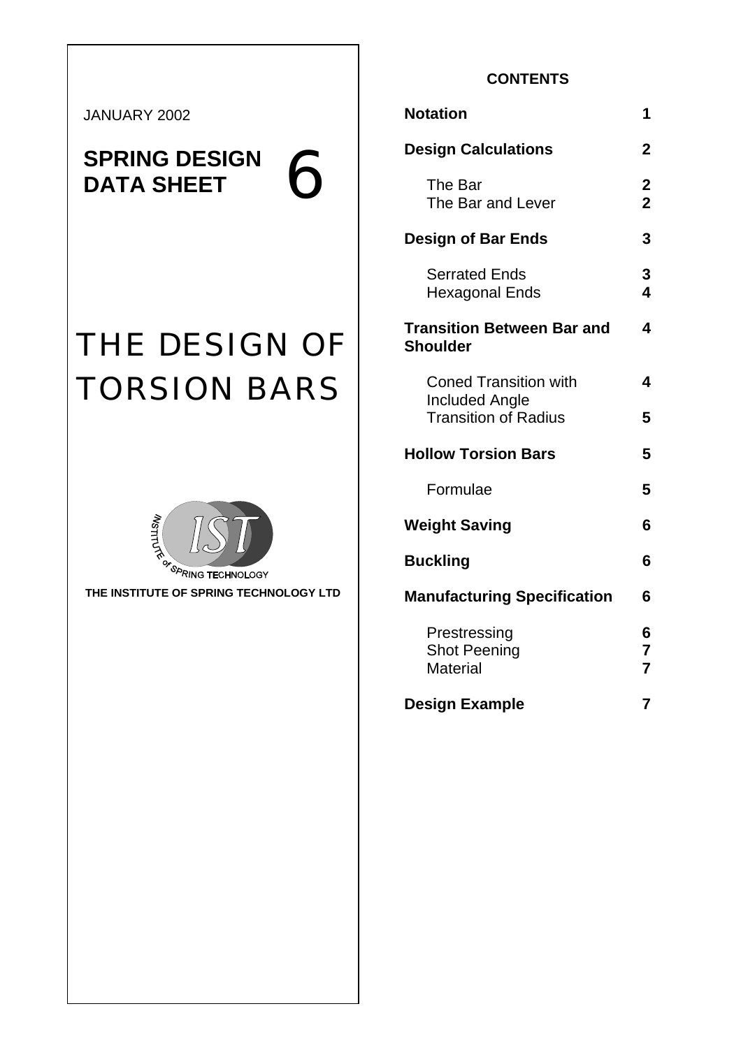JANUARY 2002

**SPRING DESIGN DATA SHEET** 6

# THE DESIGN OF TORSION BARS

INSTITUTE of SPRING TECHNOLOGY

**THE INSTITUTE OF SPRING TECHNOLOGY LTD**

**CONTENTS**

| | |
|---|---|
| **Notation** | **1** |
| **Design Calculations** | **2** |
| The Bar | **2** |
| The Bar and Lever | **2** |
| **Design of Bar Ends** | **3** |
| Serrated Ends | **3** |
| Hexagonal Ends | **4** |
| **Transition Between Bar and Shoulder** | **4** |
| Coned Transition with Included Angle | **4** |
| Transition of Radius | **5** |
| **Hollow Torsion Bars** | **5** |
| Formulae | **5** |
| **Weight Saving** | **6** |
| **Buckling** | **6** |
| **Manufacturing Specification** | **6** |
| Prestressing | **6** |
| Shot Peening | **7** |
| Material | **7** |
| **Design Example** | **7** |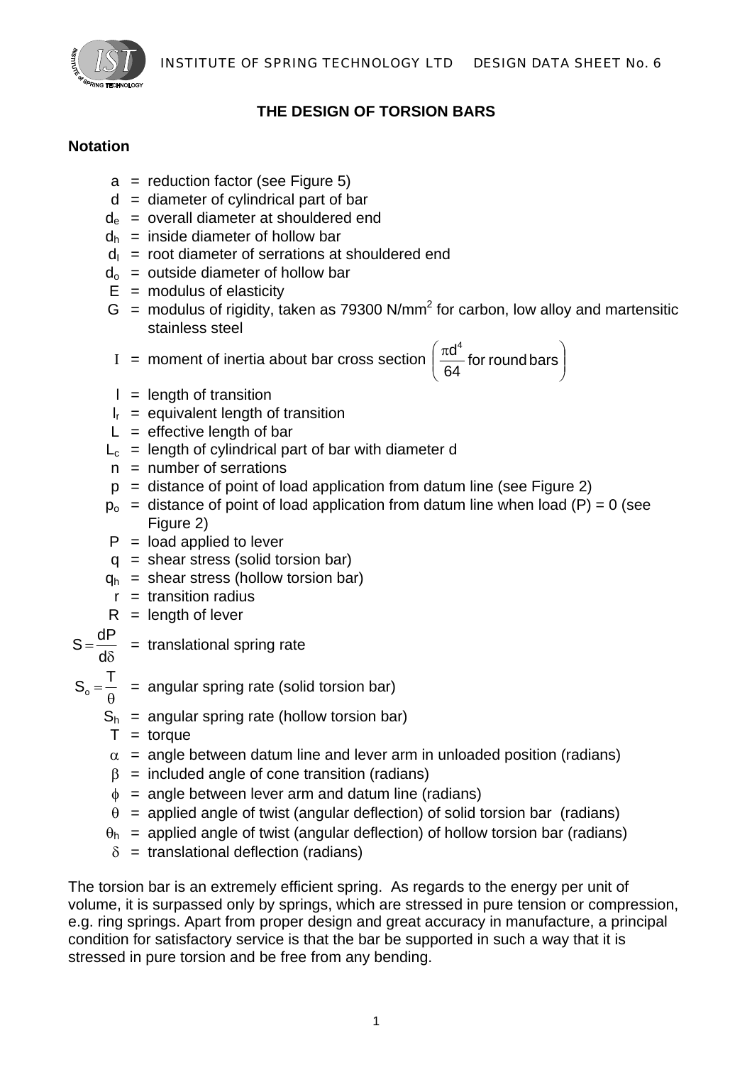## THE DESIGN OF TORSION BARS

### Notation

- $a$ = reduction factor (see Figure 5)
- $d$ = diameter of cylindrical part of bar
- $d_e$ = overall diameter at shouldered end
- $d_h$ = inside diameter of hollow bar
- $d_l$ = root diameter of serrations at shouldered end
- $d_o$ = outside diameter of hollow bar
- $E$ = modulus of elasticity
- $G$ = modulus of rigidity, taken as 79300 N/mm$^2$ for carbon, low alloy and martensitic stainless steel
- $I$ = moment of inertia about bar cross section $\left(\frac{\pi d^4}{64} \text{ for round bars}\right)$
- $l$ = length of transition
- $l_r$ = equivalent length of transition
- $L$ = effective length of bar
- $L_c$ = length of cylindrical part of bar with diameter d
- $n$ = number of serrations
- $p$ = distance of point of load application from datum line (see Figure 2)
- $p_o$ = distance of point of load application from datum line when load (P) = 0 (see Figure 2)
- $P$ = load applied to lever
- $q$ = shear stress (solid torsion bar)
- $q_h$ = shear stress (hollow torsion bar)
- $r$ = transition radius
- $R$ = length of lever
- $S = \frac{dP}{d\delta}$ = translational spring rate
- $S_o = \frac{T}{\theta}$ = angular spring rate (solid torsion bar)
- $S_h$ = angular spring rate (hollow torsion bar)
- $T$ = torque
- $\alpha$ = angle between datum line and lever arm in unloaded position (radians)
- $\beta$ = included angle of cone transition (radians)
- $\phi$ = angle between lever arm and datum line (radians)
- $\theta$ = applied angle of twist (angular deflection) of solid torsion bar (radians)
- $\theta_h$ = applied angle of twist (angular deflection) of hollow torsion bar (radians)
- $\delta$ = translational deflection (radians)

The torsion bar is an extremely efficient spring. As regards to the energy per unit of volume, it is surpassed only by springs, which are stressed in pure tension or compression, e.g. ring springs. Apart from proper design and great accuracy in manufacture, a principal condition for satisfactory service is that the bar be supported in such a way that it is stressed in pure torsion and be free from any bending.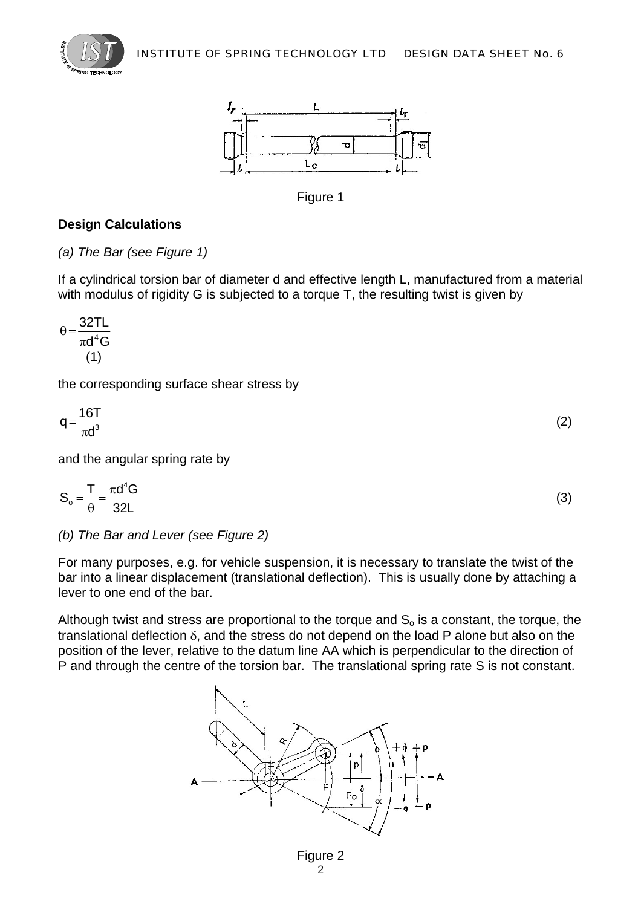Figure 1

**Design Calculations**

*(a) The Bar (see Figure 1)*

If a cylindrical torsion bar of diameter d and effective length L, manufactured from a material with modulus of rigidity G is subjected to a torque T, the resulting twist is given by

$$\theta = \frac{32TL}{\pi d^4 G} \quad (1)$$

the corresponding surface shear stress by

$$q = \frac{16T}{\pi d^3} \quad (2)$$

and the angular spring rate by

$$S_o = \frac{T}{\theta} = \frac{\pi d^4 G}{32L} \quad (3)$$

*(b) The Bar and Lever (see Figure 2)*

For many purposes, e.g. for vehicle suspension, it is necessary to translate the twist of the bar into a linear displacement (translational deflection). This is usually done by attaching a lever to one end of the bar.

Although twist and stress are proportional to the torque and $S_o$ is a constant, the torque, the translational deflection $\delta$, and the stress do not depend on the load P alone but also on the position of the lever, relative to the datum line AA which is perpendicular to the direction of P and through the centre of the torsion bar. The translational spring rate S is not constant.

Figure 2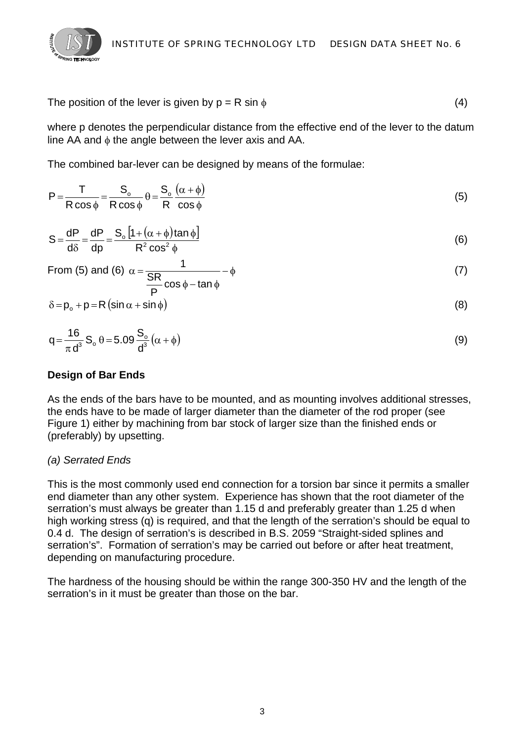The position of the lever is given by $p = R \sin \phi$ (4)

where p denotes the perpendicular distance from the effective end of the lever to the datum line AA and $\phi$ the angle between the lever axis and AA.

The combined bar-lever can be designed by means of the formulae:

$$P = \frac{T}{R \cos \phi} = \frac{S_o}{R \cos \phi} \theta = \frac{S_o}{R} \frac{(\alpha + \phi)}{\cos \phi} \tag{5}$$

$$S = \frac{dP}{d\delta} = \frac{dP}{dp} = \frac{S_o \left[1 + (\alpha + \phi) \tan \phi\right]}{R^2 \cos^2 \phi} \tag{6}$$

From (5) and (6) $\alpha = \dfrac{1}{\dfrac{SR}{P} \cos \phi - \tan \phi} - \phi$ (7)

$$\delta = p_o + p = R (\sin \alpha + \sin \phi) \tag{8}$$

$$q = \frac{16}{\pi d^3} S_o \theta = 5.09 \frac{S_o}{d^3} (\alpha + \phi) \tag{9}$$

**Design of Bar Ends**

As the ends of the bars have to be mounted, and as mounting involves additional stresses, the ends have to be made of larger diameter than the diameter of the rod proper (see Figure 1) either by machining from bar stock of larger size than the finished ends or (preferably) by upsetting.

*(a) Serrated Ends*

This is the most commonly used end connection for a torsion bar since it permits a smaller end diameter than any other system. Experience has shown that the root diameter of the serration's must always be greater than 1.15 d and preferably greater than 1.25 d when high working stress (q) is required, and that the length of the serration's should be equal to 0.4 d. The design of serration's is described in B.S. 2059 "Straight-sided splines and serration's". Formation of serration's may be carried out before or after heat treatment, depending on manufacturing procedure.

The hardness of the housing should be within the range 300-350 HV and the length of the serration's in it must be greater than those on the bar.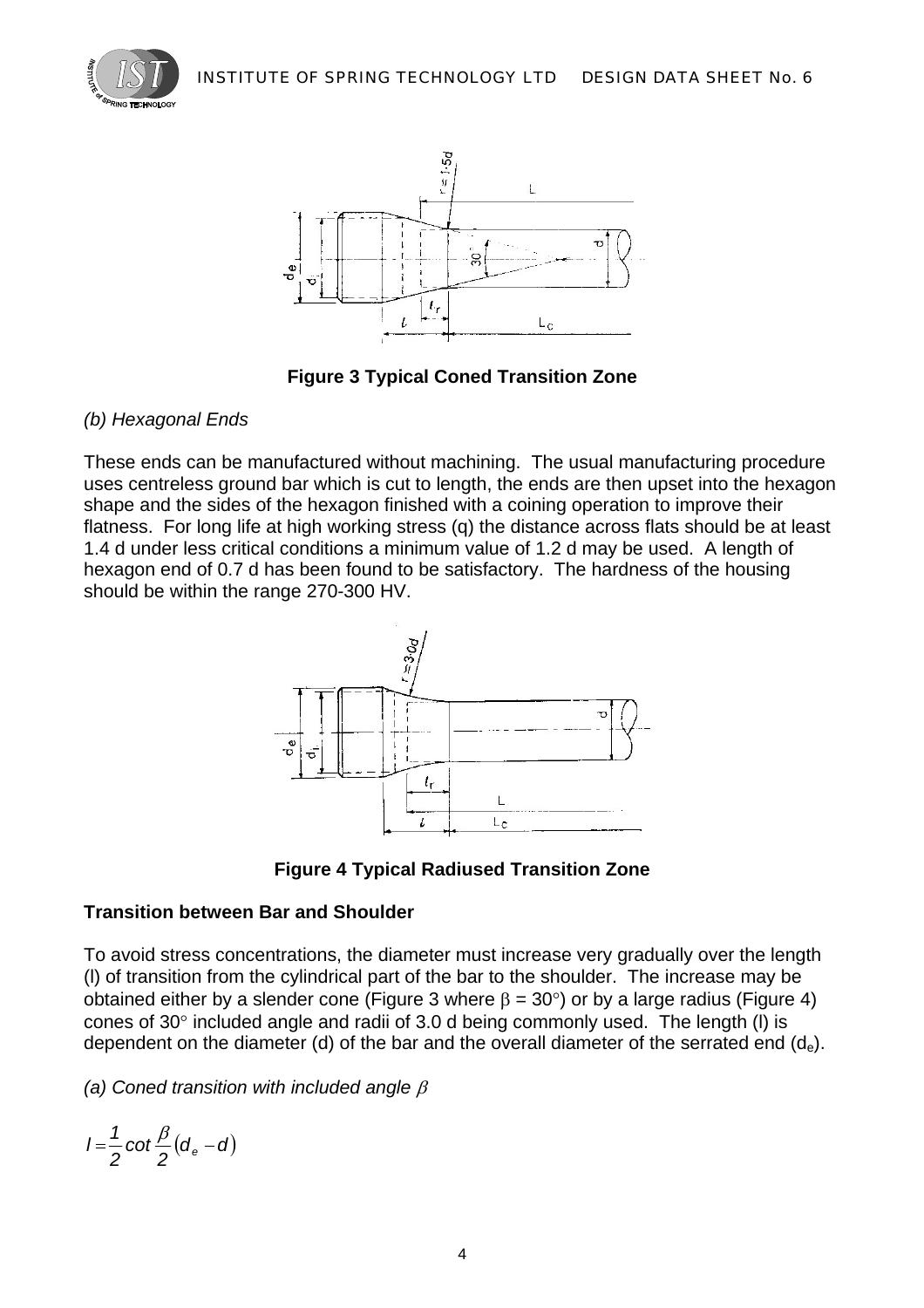Figure 3 Typical Coned Transition Zone

*(b) Hexagonal Ends*

These ends can be manufactured without machining. The usual manufacturing procedure uses centreless ground bar which is cut to length, the ends are then upset into the hexagon shape and the sides of the hexagon finished with a coining operation to improve their flatness. For long life at high working stress (q) the distance across flats should be at least 1.4 d under less critical conditions a minimum value of 1.2 d may be used. A length of hexagon end of 0.7 d has been found to be satisfactory. The hardness of the housing should be within the range 270-300 HV.

Figure 4 Typical Radiused Transition Zone

**Transition between Bar and Shoulder**

To avoid stress concentrations, the diameter must increase very gradually over the length (l) of transition from the cylindrical part of the bar to the shoulder. The increase may be obtained either by a slender cone (Figure 3 where $\beta = 30°$) or by a large radius (Figure 4) cones of 30° included angle and radii of 3.0 d being commonly used. The length (l) is dependent on the diameter (d) of the bar and the overall diameter of the serrated end ($d_e$).

*(a) Coned transition with included angle $\beta$*

$$l = \frac{1}{2} \cot \frac{\beta}{2} \left( d_e - d \right)$$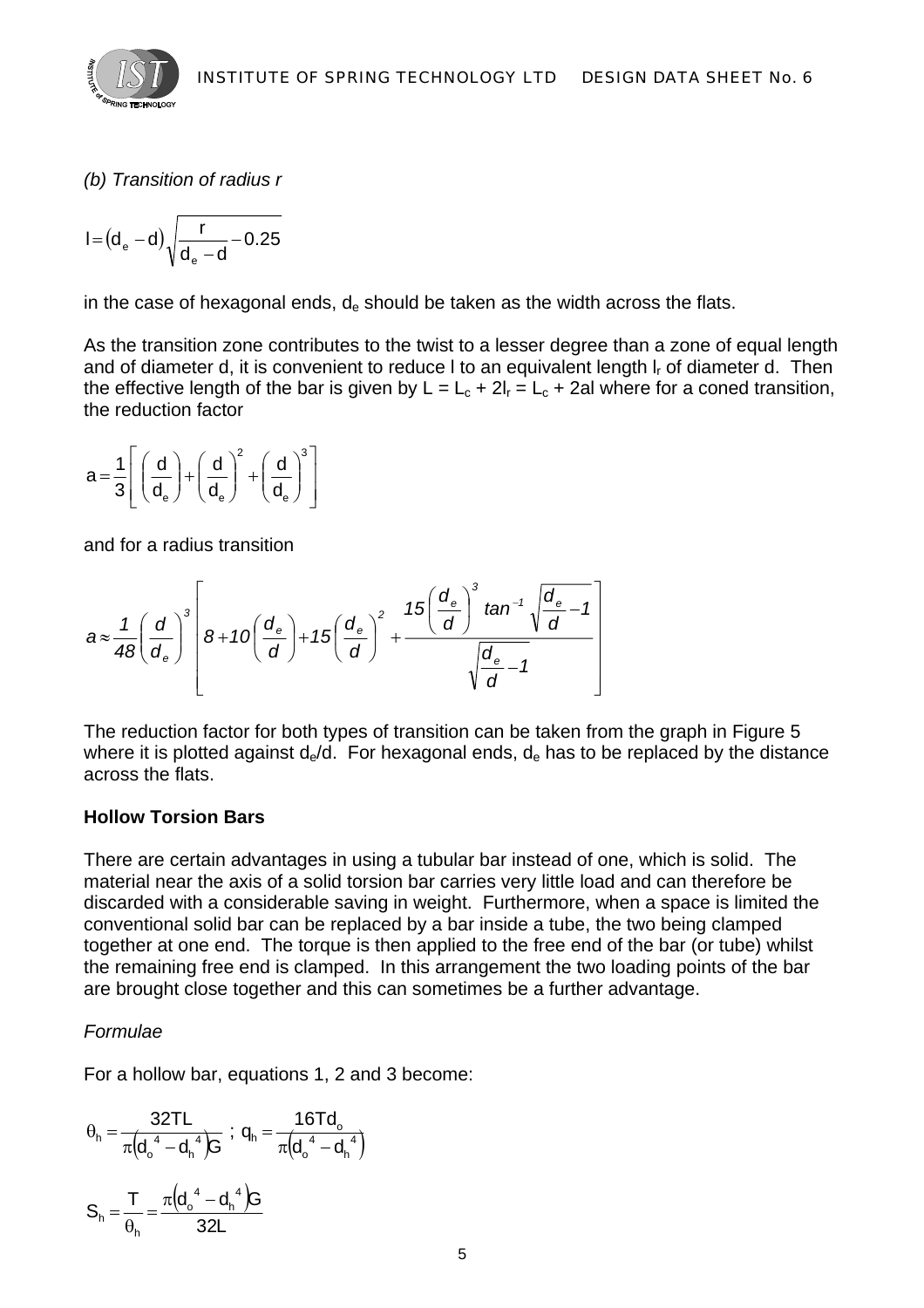*(b) Transition of radius r*

$$l = (d_e - d)\sqrt{\frac{r}{d_e - d} - 0.25}$$

in the case of hexagonal ends, $d_e$ should be taken as the width across the flats.

As the transition zone contributes to the twist to a lesser degree than a zone of equal length and of diameter d, it is convenient to reduce l to an equivalent length $l_r$ of diameter d. Then the effective length of the bar is given by $L = L_c + 2l_r = L_c + 2al$ where for a coned transition, the reduction factor

$$a = \frac{1}{3}\left[\left(\frac{d}{d_e}\right) + \left(\frac{d}{d_e}\right)^2 + \left(\frac{d}{d_e}\right)^3\right]$$

and for a radius transition

$$a \approx \frac{1}{48}\left(\frac{d}{d_e}\right)^3\left[8 + 10\left(\frac{d_e}{d}\right) + 15\left(\frac{d_e}{d}\right)^2 + \frac{15\left(\frac{d_e}{d}\right)^3 \tan^{-1}\sqrt{\frac{d_e}{d} - 1}}{\sqrt{\frac{d_e}{d} - 1}}\right]$$

The reduction factor for both types of transition can be taken from the graph in Figure 5 where it is plotted against $d_e/d$. For hexagonal ends, $d_e$ has to be replaced by the distance across the flats.

**Hollow Torsion Bars**

There are certain advantages in using a tubular bar instead of one, which is solid. The material near the axis of a solid torsion bar carries very little load and can therefore be discarded with a considerable saving in weight. Furthermore, when a space is limited the conventional solid bar can be replaced by a bar inside a tube, the two being clamped together at one end. The torque is then applied to the free end of the bar (or tube) whilst the remaining free end is clamped. In this arrangement the two loading points of the bar are brought close together and this can sometimes be a further advantage.

*Formulae*

For a hollow bar, equations 1, 2 and 3 become:

$$\theta_h = \frac{32TL}{\pi\left(d_o{}^4 - d_h{}^4\right)G} \; ; \; q_h = \frac{16Td_o}{\pi\left(d_o{}^4 - d_h{}^4\right)}$$

$$S_h = \frac{T}{\theta_h} = \frac{\pi\left(d_o{}^4 - d_h{}^4\right)G}{32L}$$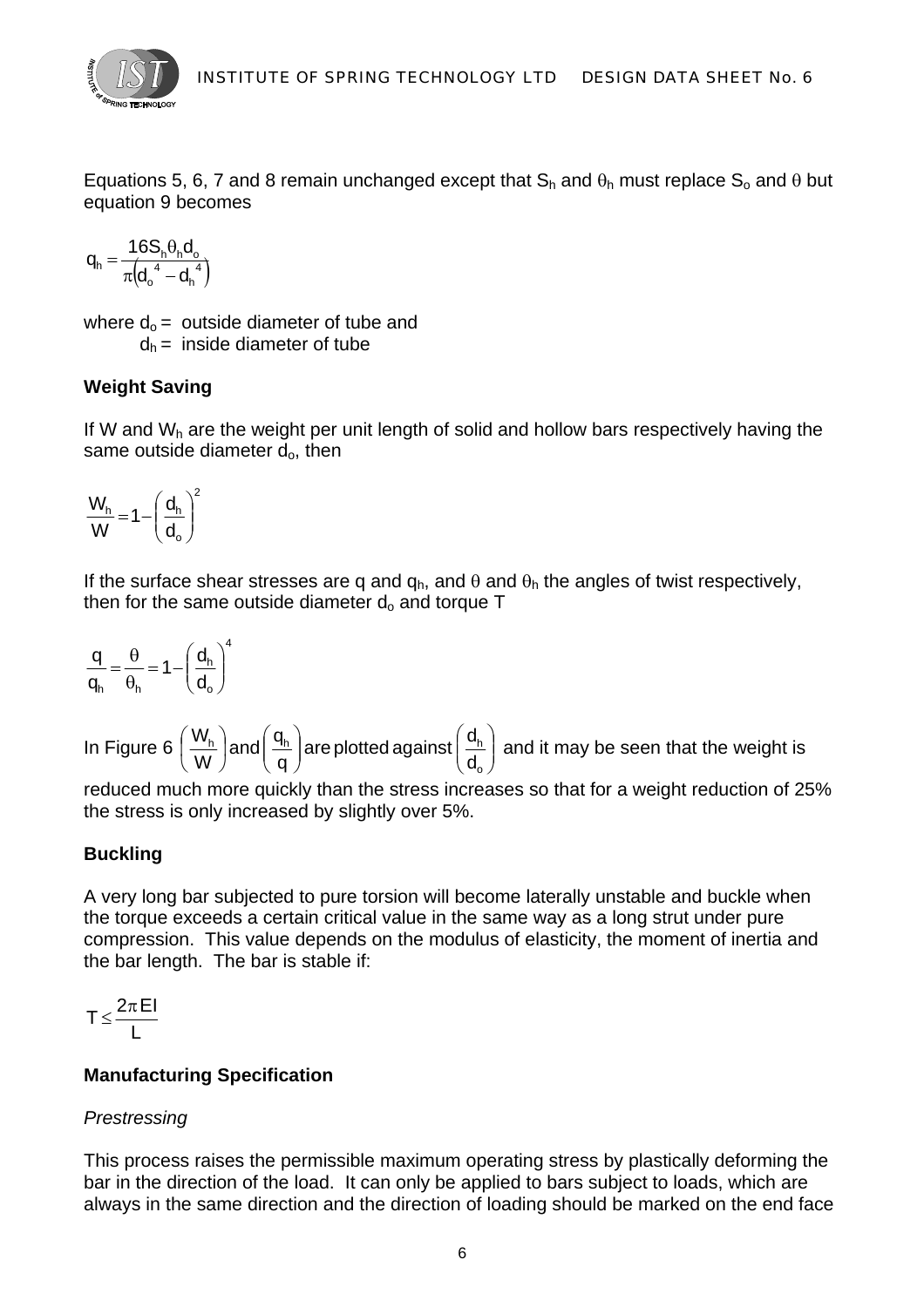Equations 5, 6, 7 and 8 remain unchanged except that $S_h$ and $\theta_h$ must replace $S_o$ and $\theta$ but equation 9 becomes

$$q_h = \frac{16 S_h \theta_h d_o}{\pi\left(d_o^{\,4} - d_h^{\,4}\right)}$$

where $d_o$ = outside diameter of tube and
$d_h$ = inside diameter of tube

### Weight Saving

If W and $W_h$ are the weight per unit length of solid and hollow bars respectively having the same outside diameter $d_o$, then

$$\frac{W_h}{W} = 1 - \left(\frac{d_h}{d_o}\right)^2$$

If the surface shear stresses are q and $q_h$, and $\theta$ and $\theta_h$ the angles of twist respectively, then for the same outside diameter $d_o$ and torque T

$$\frac{q}{q_h} = \frac{\theta}{\theta_h} = 1 - \left(\frac{d_h}{d_o}\right)^4$$

In Figure 6 $\left(\frac{W_h}{W}\right)$ and $\left(\frac{q_h}{q}\right)$ are plotted against $\left(\frac{d_h}{d_o}\right)$ and it may be seen that the weight is reduced much more quickly than the stress increases so that for a weight reduction of 25% the stress is only increased by slightly over 5%.

### Buckling

A very long bar subjected to pure torsion will become laterally unstable and buckle when the torque exceeds a certain critical value in the same way as a long strut under pure compression. This value depends on the modulus of elasticity, the moment of inertia and the bar length. The bar is stable if:

$$T \leq \frac{2\pi EI}{L}$$

### Manufacturing Specification

*Prestressing*

This process raises the permissible maximum operating stress by plastically deforming the bar in the direction of the load. It can only be applied to bars subject to loads, which are always in the same direction and the direction of loading should be marked on the end face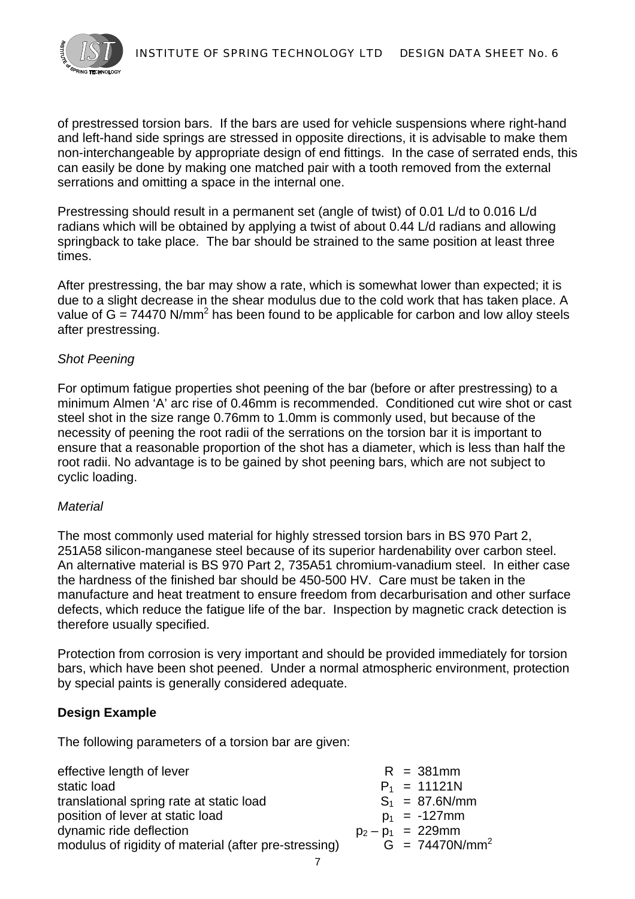of prestressed torsion bars. If the bars are used for vehicle suspensions where right-hand and left-hand side springs are stressed in opposite directions, it is advisable to make them non-interchangeable by appropriate design of end fittings. In the case of serrated ends, this can easily be done by making one matched pair with a tooth removed from the external serrations and omitting a space in the internal one.

Prestressing should result in a permanent set (angle of twist) of 0.01 L/d to 0.016 L/d radians which will be obtained by applying a twist of about 0.44 L/d radians and allowing springback to take place. The bar should be strained to the same position at least three times.

After prestressing, the bar may show a rate, which is somewhat lower than expected; it is due to a slight decrease in the shear modulus due to the cold work that has taken place. A value of $G = 74470\ N/mm^2$ has been found to be applicable for carbon and low alloy steels after prestressing.

*Shot Peening*

For optimum fatigue properties shot peening of the bar (before or after prestressing) to a minimum Almen 'A' arc rise of 0.46mm is recommended. Conditioned cut wire shot or cast steel shot in the size range 0.76mm to 1.0mm is commonly used, but because of the necessity of peening the root radii of the serrations on the torsion bar it is important to ensure that a reasonable proportion of the shot has a diameter, which is less than half the root radii. No advantage is to be gained by shot peening bars, which are not subject to cyclic loading.

*Material*

The most commonly used material for highly stressed torsion bars in BS 970 Part 2, 251A58 silicon-manganese steel because of its superior hardenability over carbon steel. An alternative material is BS 970 Part 2, 735A51 chromium-vanadium steel. In either case the hardness of the finished bar should be 450-500 HV. Care must be taken in the manufacture and heat treatment to ensure freedom from decarburisation and other surface defects, which reduce the fatigue life of the bar. Inspection by magnetic crack detection is therefore usually specified.

Protection from corrosion is very important and should be provided immediately for torsion bars, which have been shot peened. Under a normal atmospheric environment, protection by special paints is generally considered adequate.

**Design Example**

The following parameters of a torsion bar are given:

| | |
|---|---|
| effective length of lever | $R = 381mm$ |
| static load | $P_1 = 11121N$ |
| translational spring rate at static load | $S_1 = 87.6N/mm$ |
| position of lever at static load | $p_1 = -127mm$ |
| dynamic ride deflection | $p_2 - p_1 = 229mm$ |
| modulus of rigidity of material (after pre-stressing) | $G = 74470N/mm^2$ |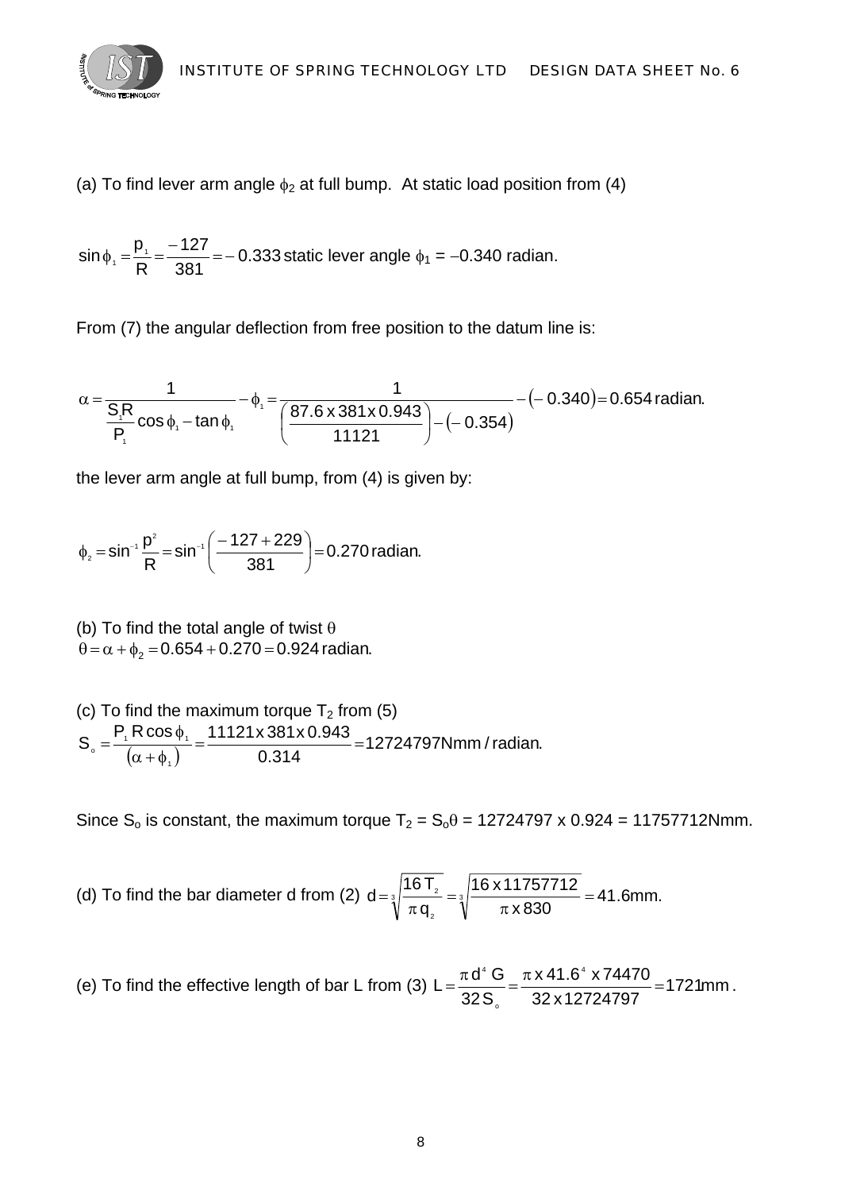(a) To find lever arm angle $\phi_2$ at full bump. At static load position from (4)

$\sin\phi_1 = \frac{p_1}{R} = \frac{-127}{381} = -0.333$ static lever angle $\phi_1 = -0.340$ radian.

From (7) the angular deflection from free position to the datum line is:

$$\alpha = \frac{1}{\frac{S_1 R}{P_1}\cos\phi_1 - \tan\phi_1} - \phi_1 = \frac{1}{\left(\frac{87.6 \times 381 \times 0.943}{11121}\right) - (-0.354)} - (-0.340) = 0.654 \text{ radian.}$$

the lever arm angle at full bump, from (4) is given by:

$$\phi_2 = \sin^{-1}\frac{p^2}{R} = \sin^{-1}\left(\frac{-127 + 229}{381}\right) = 0.270 \text{ radian.}$$

(b) To find the total angle of twist $\theta$
$\theta = \alpha + \phi_2 = 0.654 + 0.270 = 0.924$ radian.

(c) To find the maximum torque $T_2$ from (5)
$S_o = \frac{P_1 R \cos\phi_1}{(\alpha + \phi_1)} = \frac{11121 \times 381 \times 0.943}{0.314} = 12724797 \text{Nmm/radian.}$

Since $S_o$ is constant, the maximum torque $T_2 = S_o\theta$ = 12724797 x 0.924 = 11757712Nmm.

(d) To find the bar diameter d from (2) $d = \sqrt[3]{\frac{16\,T_2}{\pi\, q_2}} = \sqrt[3]{\frac{16 \times 11757712}{\pi \times 830}} = 41.6\text{mm.}$

(e) To find the effective length of bar L from (3) $L = \frac{\pi d^4 G}{32 S_o} = \frac{\pi \times 41.6^4 \times 74470}{32 \times 12724797} = 1721\text{mm}$ .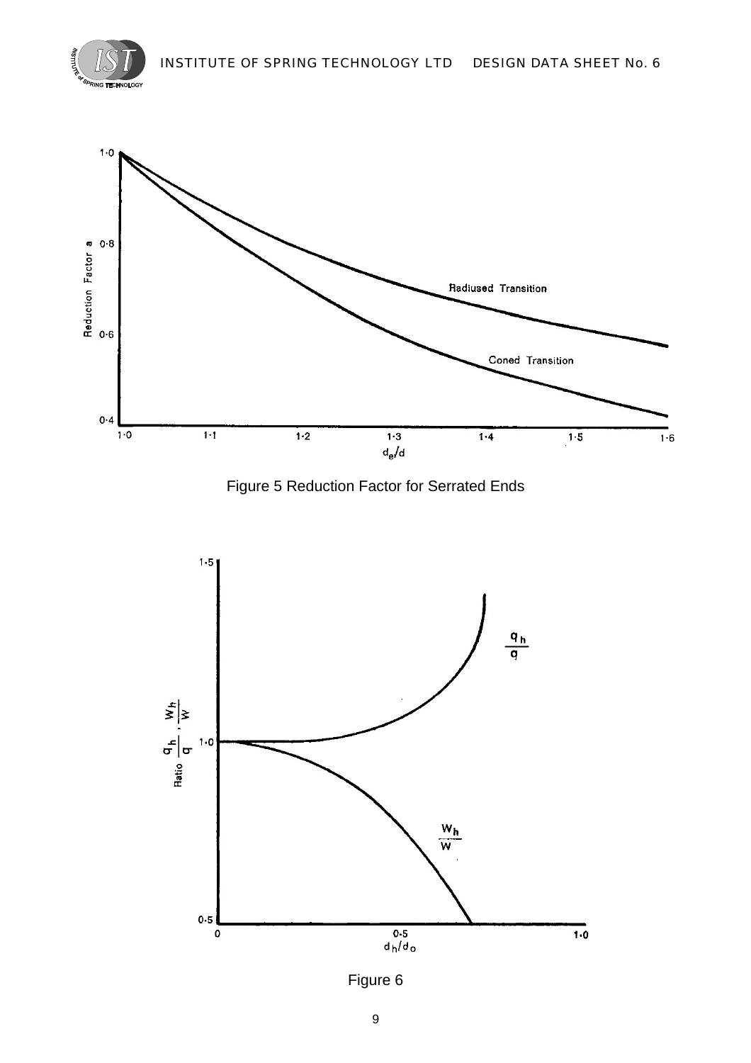1·0

0·8

Reduction Factor a

0·6

0·4

1·0 1·1 1·2 1·3 1·4 1·5 1·6

$d_e/d$

Radiused Transition

Coned Transition

Figure 5 Reduction Factor for Serrated Ends

1·5

1·0

0·5

Ratio $\frac{q_h}{q}$ , $\frac{W_h}{W}$

0 0·5 1·0

$d_h/d_o$

$\frac{q_h}{q}$

$\frac{W_h}{W}$

Figure 6